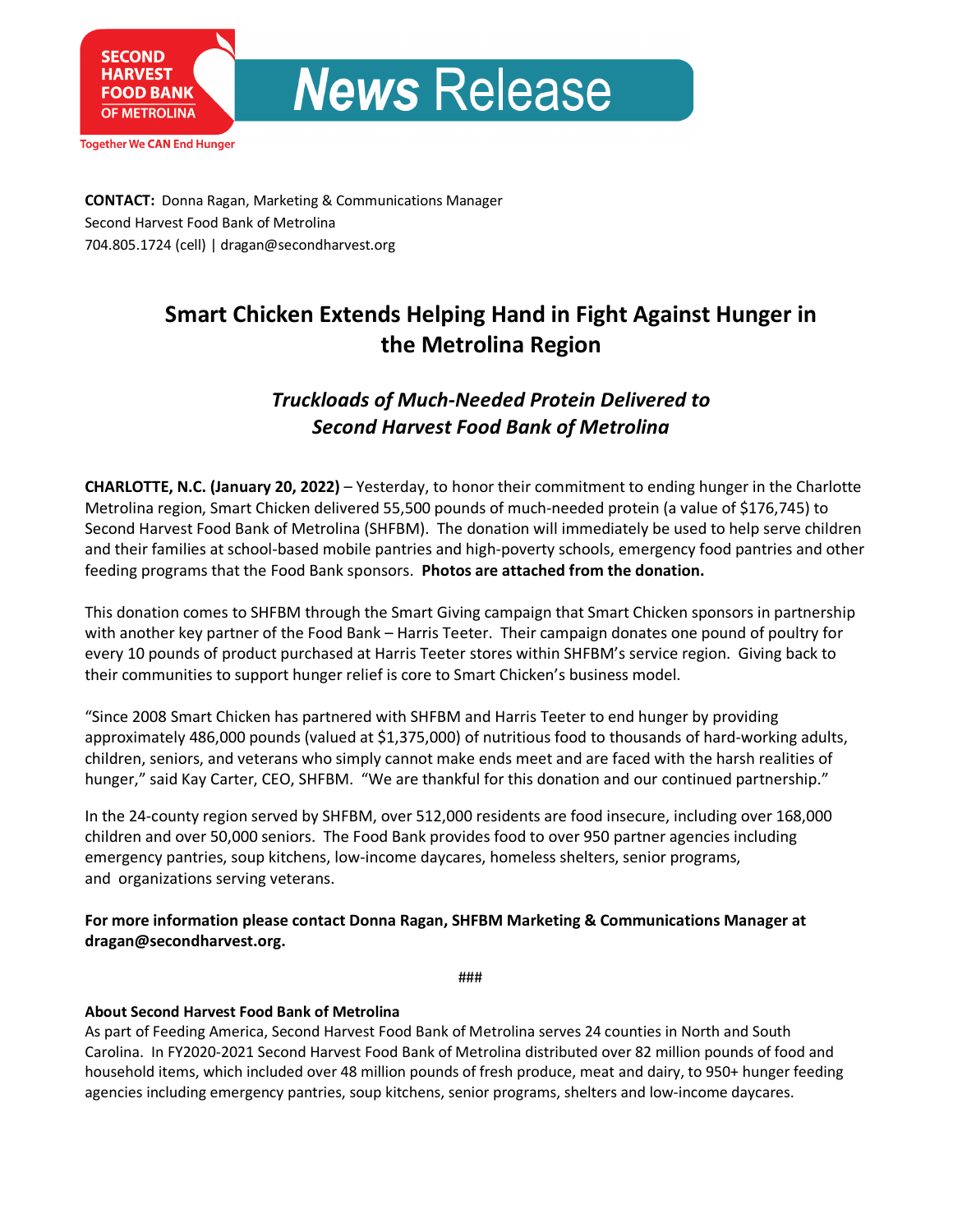**SECOND HARVEST FOOD BANK OF METROLINA**

Together We CAN End Hunger

# *News* Release

**CONTACT:** Donna Ragan, Marketing & Communications Manager
Second Harvest Food Bank of Metrolina
704.805.1724 (cell) | dragan@secondharvest.org

## Smart Chicken Extends Helping Hand in Fight Against Hunger in the Metrolina Region

### *Truckloads of Much-Needed Protein Delivered to Second Harvest Food Bank of Metrolina*

**CHARLOTTE, N.C. (January 20, 2022)** – Yesterday, to honor their commitment to ending hunger in the Charlotte Metrolina region, Smart Chicken delivered 55,500 pounds of much-needed protein (a value of $176,745) to Second Harvest Food Bank of Metrolina (SHFBM). The donation will immediately be used to help serve children and their families at school-based mobile pantries and high-poverty schools, emergency food pantries and other feeding programs that the Food Bank sponsors. **Photos are attached from the donation.**

This donation comes to SHFBM through the Smart Giving campaign that Smart Chicken sponsors in partnership with another key partner of the Food Bank – Harris Teeter. Their campaign donates one pound of poultry for every 10 pounds of product purchased at Harris Teeter stores within SHFBM's service region. Giving back to their communities to support hunger relief is core to Smart Chicken's business model.

"Since 2008 Smart Chicken has partnered with SHFBM and Harris Teeter to end hunger by providing approximately 486,000 pounds (valued at $1,375,000) of nutritious food to thousands of hard-working adults, children, seniors, and veterans who simply cannot make ends meet and are faced with the harsh realities of hunger," said Kay Carter, CEO, SHFBM. "We are thankful for this donation and our continued partnership."

In the 24-county region served by SHFBM, over 512,000 residents are food insecure, including over 168,000 children and over 50,000 seniors. The Food Bank provides food to over 950 partner agencies including emergency pantries, soup kitchens, low-income daycares, homeless shelters, senior programs, and organizations serving veterans.

**For more information please contact Donna Ragan, SHFBM Marketing & Communications Manager at dragan@secondharvest.org.**

###

**About Second Harvest Food Bank of Metrolina**
As part of Feeding America, Second Harvest Food Bank of Metrolina serves 24 counties in North and South Carolina. In FY2020-2021 Second Harvest Food Bank of Metrolina distributed over 82 million pounds of food and household items, which included over 48 million pounds of fresh produce, meat and dairy, to 950+ hunger feeding agencies including emergency pantries, soup kitchens, senior programs, shelters and low-income daycares.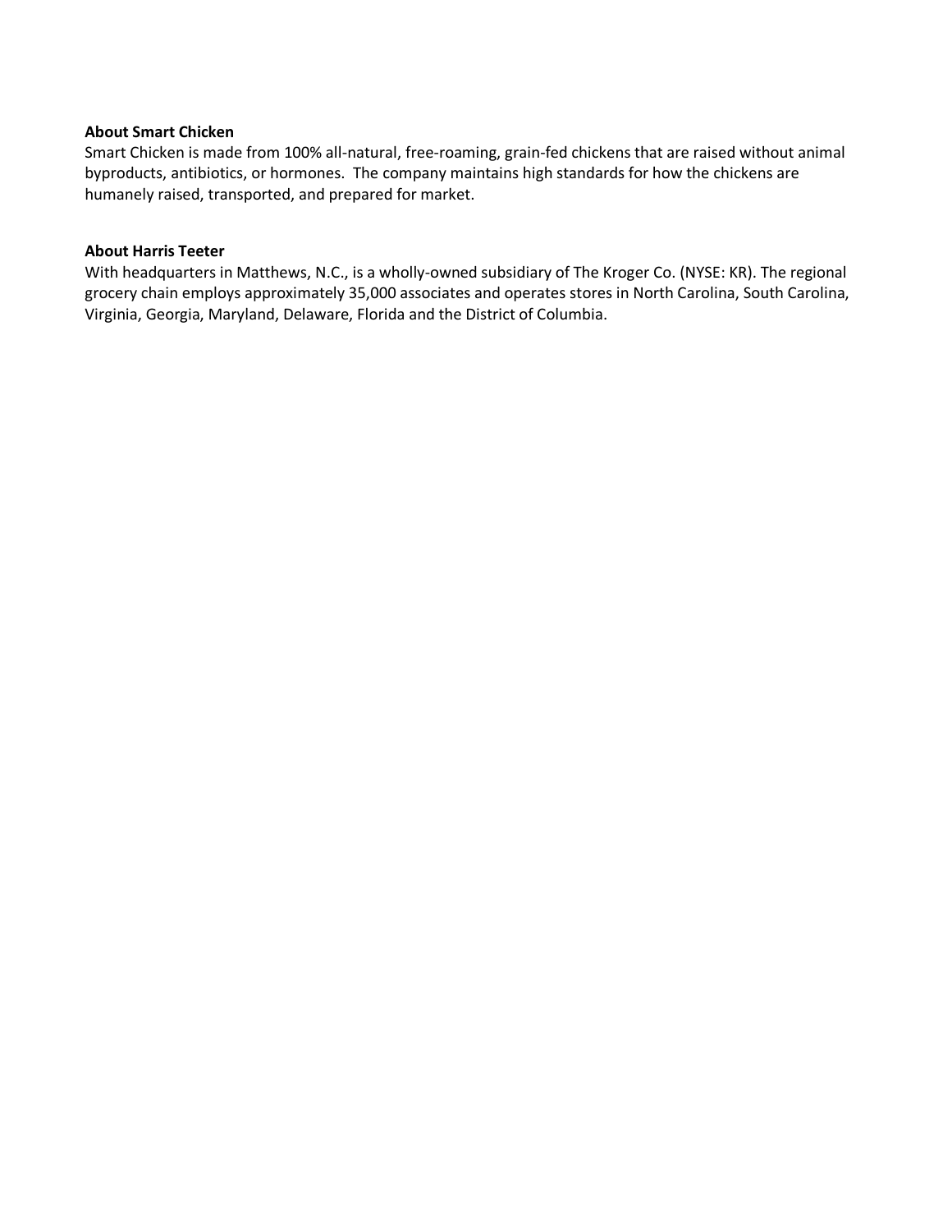**About Smart Chicken**

Smart Chicken is made from 100% all-natural, free-roaming, grain-fed chickens that are raised without animal byproducts, antibiotics, or hormones. The company maintains high standards for how the chickens are humanely raised, transported, and prepared for market.

**About Harris Teeter**

With headquarters in Matthews, N.C., is a wholly-owned subsidiary of The Kroger Co. (NYSE: KR). The regional grocery chain employs approximately 35,000 associates and operates stores in North Carolina, South Carolina, Virginia, Georgia, Maryland, Delaware, Florida and the District of Columbia.